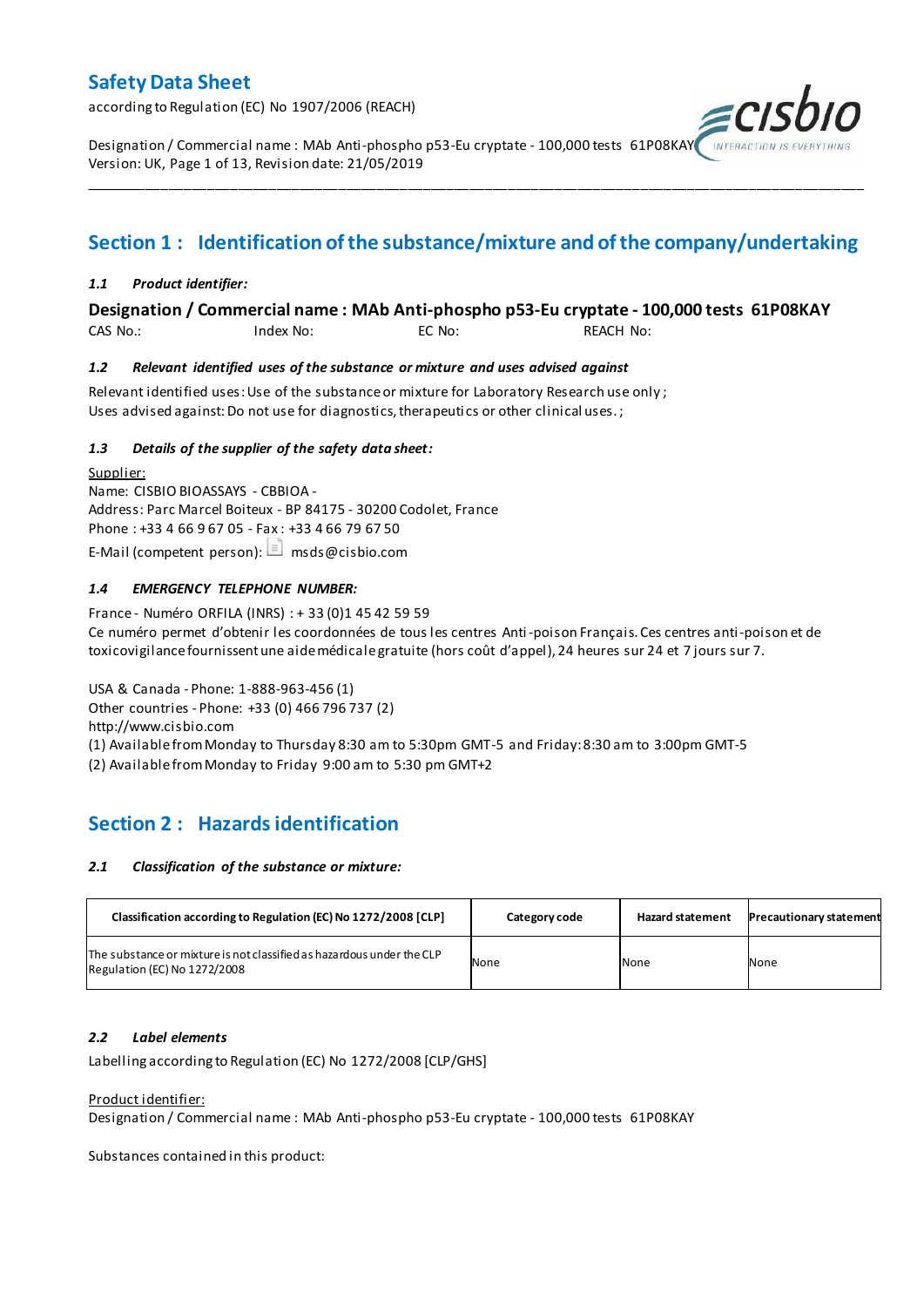# Safety Data Sheet

according to Regulation (EC) No 1907/2006 (REACH)

Designation / Commercial name : MAb Anti-phospho p53-Eu cryptate - 100,000 tests 61P08KAY
Version: UK, Page 1 of 13, Revision date: 21/05/2019

## Section 1 : Identification of the substance/mixture and of the company/undertaking

### *1.1 Product identifier:*

**Designation / Commercial name : MAb Anti-phospho p53-Eu cryptate - 100,000 tests 61P08KAY**

CAS No.: Index No: EC No: REACH No:

### *1.2 Relevant identified uses of the substance or mixture and uses advised against*

Relevant identified uses: Use of the substance or mixture for Laboratory Research use only ;
Uses advised against: Do not use for diagnostics, therapeutics or other clinical uses. ;

### *1.3 Details of the supplier of the safety data sheet:*

Supplier:
Name: CISBIO BIOASSAYS - CBBIOA -
Address: Parc Marcel Boiteux - BP 84175 - 30200 Codolet, France
Phone : +33 4 66 9 67 05 - Fax : +33 4 66 79 67 50
E-Mail (competent person): msds@cisbio.com

### *1.4 EMERGENCY TELEPHONE NUMBER:*

France - Numéro ORFILA (INRS) : + 33 (0)1 45 42 59 59
Ce numéro permet d'obtenir les coordonnées de tous les centres Anti-poison Français. Ces centres anti-poison et de toxicovigilance fournissent une aide médicale gratuite (hors coût d'appel), 24 heures sur 24 et 7 jours sur 7.

USA & Canada - Phone: 1-888-963-456 (1)
Other countries - Phone: +33 (0) 466 796 737 (2)
http://www.cisbio.com
(1) Available from Monday to Thursday 8:30 am to 5:30pm GMT-5 and Friday: 8:30 am to 3:00pm GMT-5
(2) Available from Monday to Friday 9:00 am to 5:30 pm GMT+2

## Section 2 : Hazards identification

### *2.1 Classification of the substance or mixture:*

| Classification according to Regulation (EC) No 1272/2008 [CLP] | Category code | Hazard statement | Precautionary statement |
|---|---|---|---|
| The substance or mixture is not classified as hazardous under the CLP Regulation (EC) No 1272/2008 | None | None | None |

### *2.2 Label elements*

Labelling according to Regulation (EC) No 1272/2008 [CLP/GHS]

Product identifier:
Designation / Commercial name : MAb Anti-phospho p53-Eu cryptate - 100,000 tests 61P08KAY

Substances contained in this product: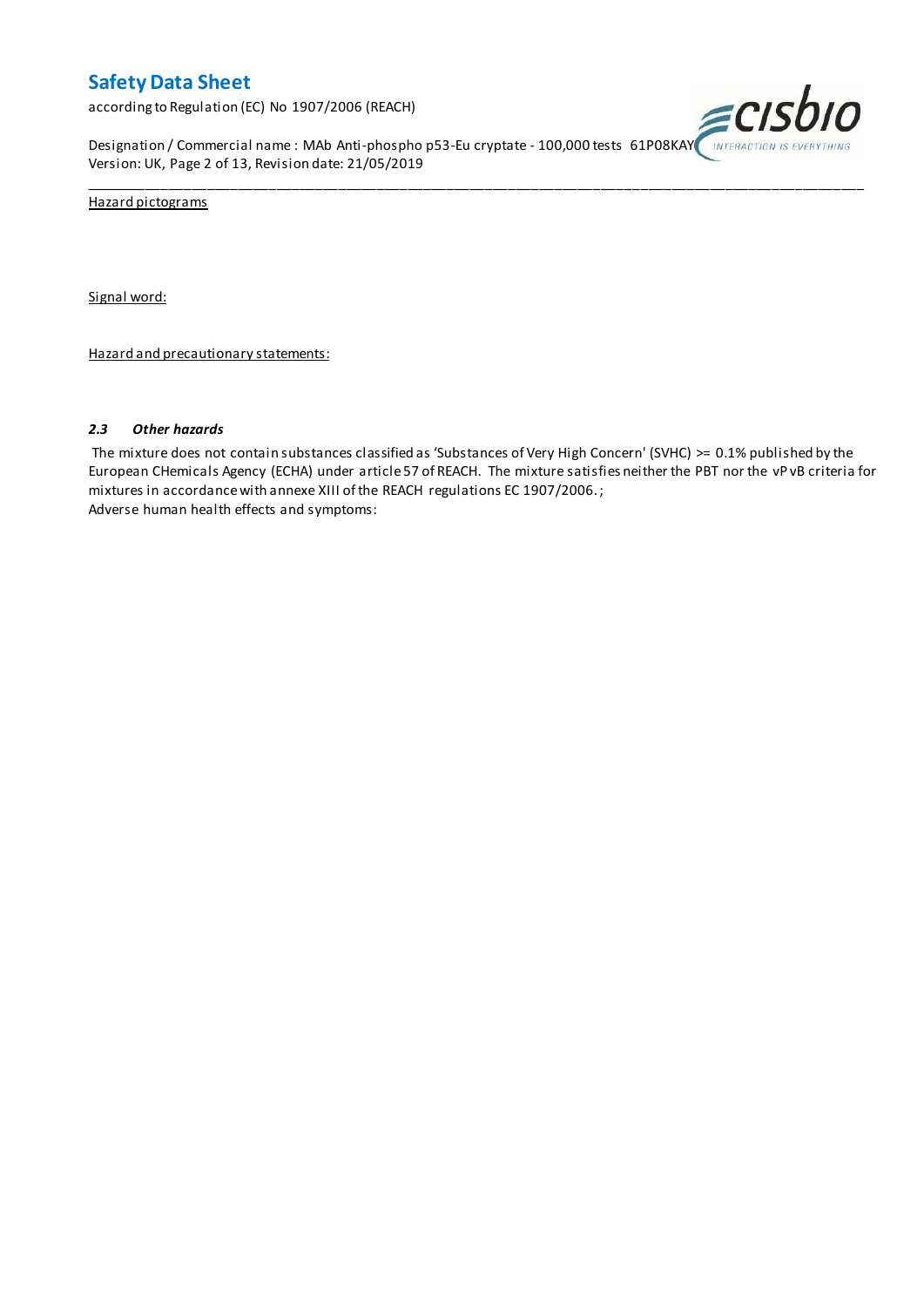Hazard pictograms

Signal word:

Hazard and precautionary statements:

### 2.3 *Other hazards*

The mixture does not contain substances classified as 'Substances of Very High Concern' (SVHC) >= 0.1% published by the European CHemicals Agency (ECHA) under article 57 of REACH. The mixture satisfies neither the PBT nor the vP vB criteria for mixtures in accordance with annexe XIII of the REACH regulations EC 1907/2006. ;
Adverse human health effects and symptoms: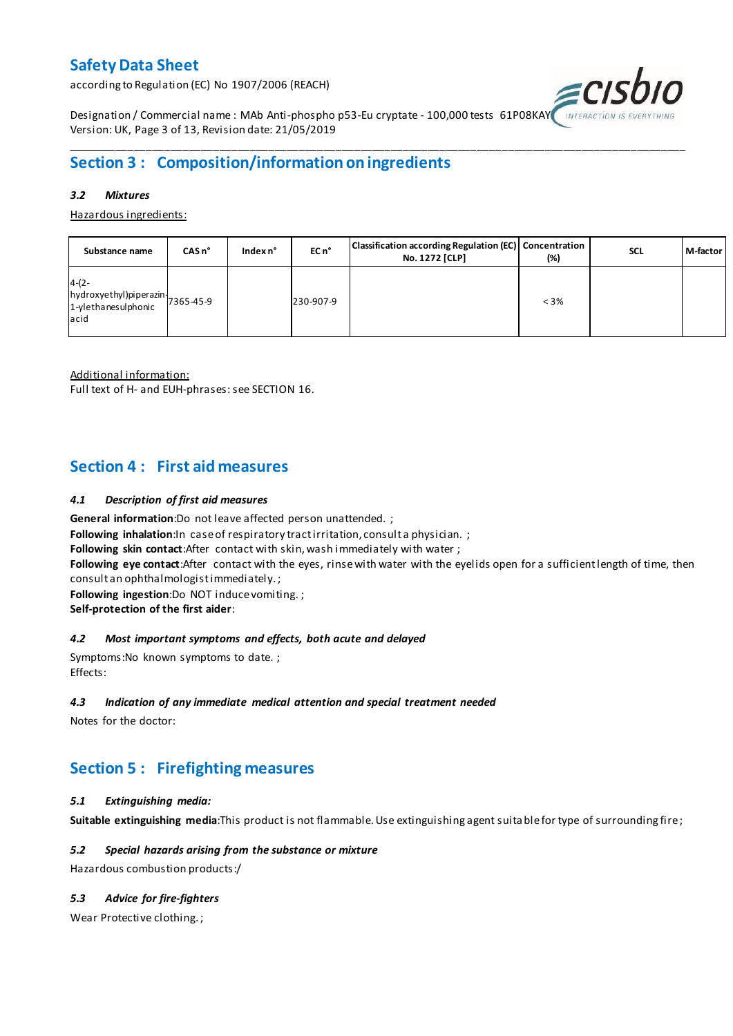## Section 3 : Composition/information on ingredients

### 3.2 Mixtures

Hazardous ingredients:

| Substance name | CAS n° | Index n° | EC n° | Classification according Regulation (EC) No. 1272 [CLP] | Concentration (%) | SCL | M-factor |
|---|---|---|---|---|---|---|---|
| 4-(2-hydroxyethyl)piperazin-1-ylethanesulphonic acid | 7365-45-9 | | 230-907-9 | | < 3% | | |

Additional information:
Full text of H- and EUH-phrases: see SECTION 16.

## Section 4 : First aid measures

### 4.1 Description of first aid measures

**General information**:Do not leave affected person unattended. ;
**Following inhalation**:In case of respiratory tract irritation, consult a physician. ;
**Following skin contact**:After contact with skin, wash immediately with water ;
**Following eye contact**:After contact with the eyes, rinse with water with the eyelids open for a sufficient length of time, then consult an ophthalmologist immediately. ;
**Following ingestion**:Do NOT induce vomiting. ;
**Self-protection of the first aider**:

### 4.2 Most important symptoms and effects, both acute and delayed

Symptoms:No known symptoms to date. ;
Effects:

### 4.3 Indication of any immediate medical attention and special treatment needed

Notes for the doctor:

## Section 5 : Firefighting measures

### 5.1 Extinguishing media:

**Suitable extinguishing media**:This product is not flammable. Use extinguishing agent suitable for type of surrounding fire;

### 5.2 Special hazards arising from the substance or mixture

Hazardous combustion products:/

### 5.3 Advice for fire-fighters

Wear Protective clothing. ;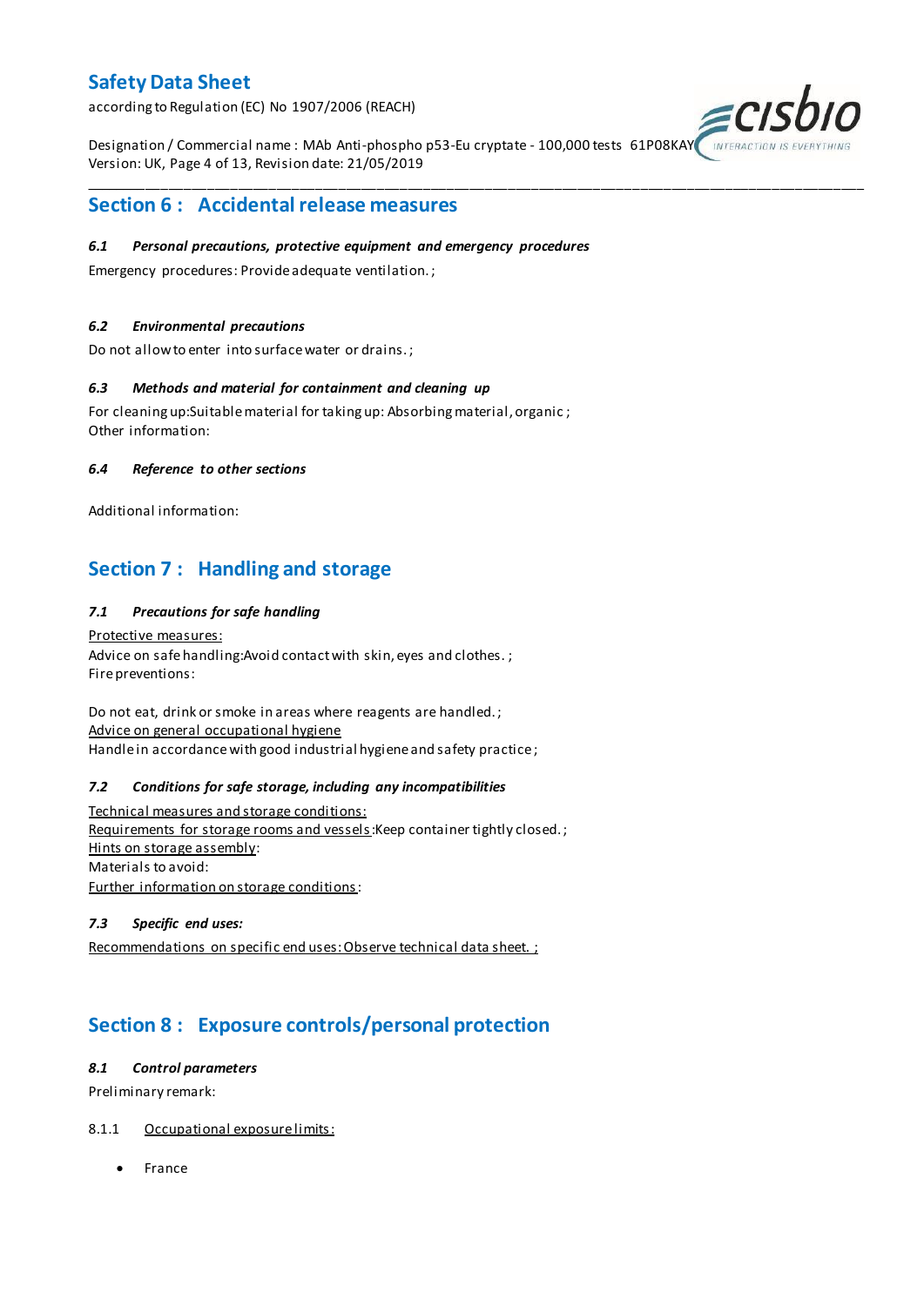## Section 6 : Accidental release measures

### *6.1 Personal precautions, protective equipment and emergency procedures*

Emergency procedures: Provide adequate ventilation. ;

### *6.2 Environmental precautions*

Do not allow to enter into surface water or drains. ;

### *6.3 Methods and material for containment and cleaning up*

For cleaning up:Suitable material for taking up: Absorbing material, organic ;
Other information:

### *6.4 Reference to other sections*

Additional information:

## Section 7 : Handling and storage

### *7.1 Precautions for safe handling*

Protective measures:
Advice on safe handling:Avoid contact with skin, eyes and clothes. ;
Fire preventions:

Do not eat, drink or smoke in areas where reagents are handled. ;
Advice on general occupational hygiene
Handle in accordance with good industrial hygiene and safety practice ;

### *7.2 Conditions for safe storage, including any incompatibilities*

Technical measures and storage conditions:
Requirements for storage rooms and vessels:Keep container tightly closed. ;
Hints on storage assembly:
Materials to avoid:
Further information on storage conditions:

### *7.3 Specific end uses:*

Recommendations on specific end uses: Observe technical data sheet. ;

## Section 8 : Exposure controls/personal protection

### *8.1 Control parameters*

Preliminary remark:

8.1.1 Occupational exposure limits:

- France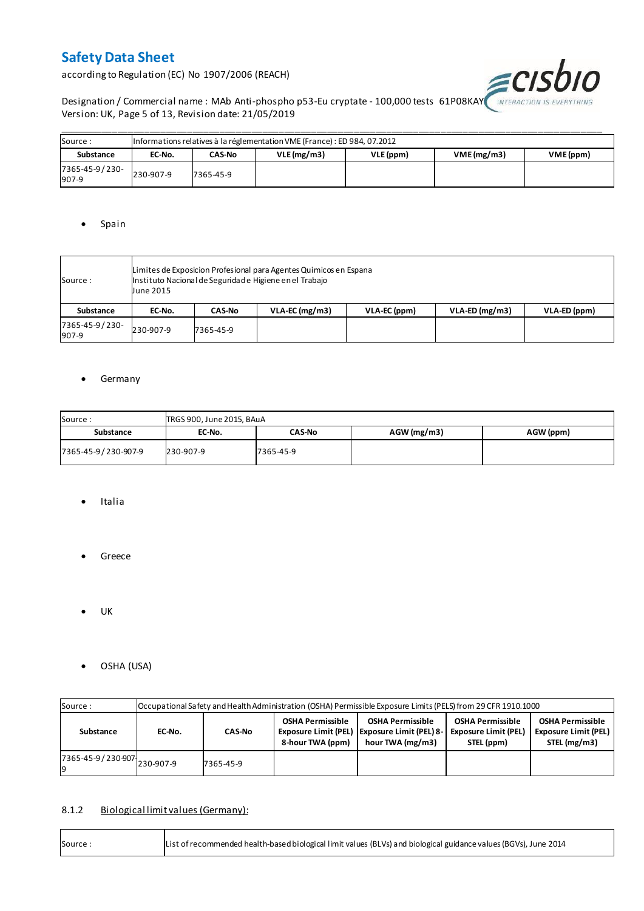| Source : | Informations relatives à la réglementation VME (France) : ED 984, 07.2012 | | | | | |
|---|---|---|---|---|---|---|
| **Substance** | **EC-No.** | **CAS-No** | **VLE (mg/m3)** | **VLE (ppm)** | **VME (mg/m3)** | **VME (ppm)** |
| 7365-45-9 / 230-907-9 | 230-907-9 | 7365-45-9 | | | | |

- Spain

| Source : | Limites de Exposicion Profesional para Agentes Quimicos en Espana<br>Instituto Nacional de Seguridade Higiene en el Trabajo<br>June 2015 | | | | | |
|---|---|---|---|---|---|---|
| **Substance** | **EC-No.** | **CAS-No** | **VLA-EC (mg/m3)** | **VLA-EC (ppm)** | **VLA-ED (mg/m3)** | **VLA-ED (ppm)** |
| 7365-45-9 / 230-907-9 | 230-907-9 | 7365-45-9 | | | | |

- Germany

| Source : | TRGS 900, June 2015, BAuA | | | |
|---|---|---|---|---|
| **Substance** | **EC-No.** | **CAS-No** | **AGW (mg/m3)** | **AGW (ppm)** |
| 7365-45-9 / 230-907-9 | 230-907-9 | 7365-45-9 | | |

- Italia

- Greece

- UK

- OSHA (USA)

| Source : | Occupational Safety and Health Administration (OSHA) Permissible Exposure Limits (PELS) from 29 CFR 1910.1000 | | | | | |
|---|---|---|---|---|---|---|
| **Substance** | **EC-No.** | **CAS-No** | **OSHA Permissible Exposure Limit (PEL) 8-hour TWA (ppm)** | **OSHA Permissible Exposure Limit (PEL) 8-hour TWA (mg/m3)** | **OSHA Permissible Exposure Limit (PEL) STEL (ppm)** | **OSHA Permissible Exposure Limit (PEL) STEL (mg/m3)** |
| 7365-45-9 / 230-907-9 | 230-907-9 | 7365-45-9 | | | | |

8.1.2 Biological limit values (Germany):

| Source : | List of recommended health-based biological limit values (BLVs) and biological guidance values (BGVs), June 2014 |
|---|---|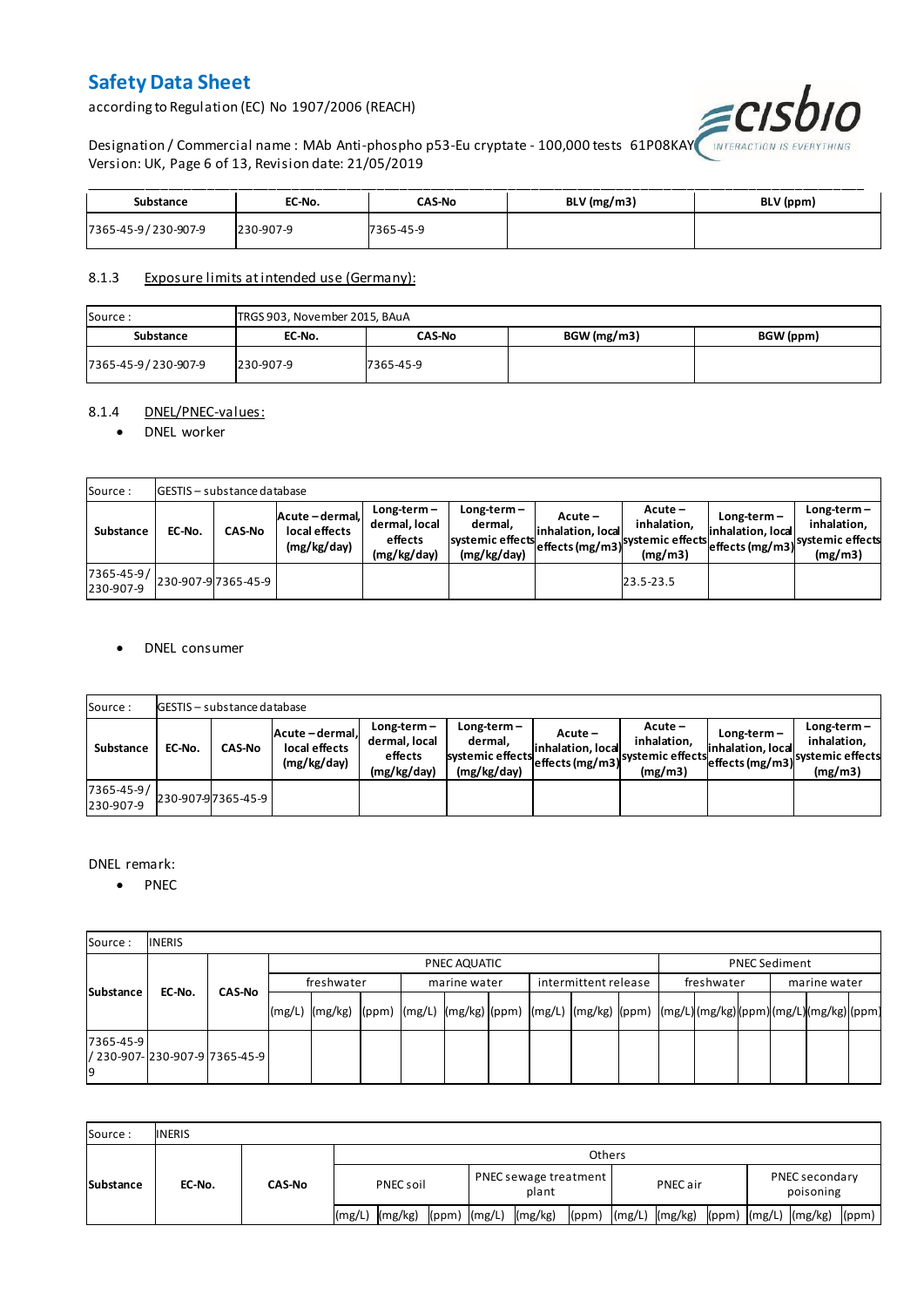| Substance | EC-No. | CAS-No | BLV (mg/m3) | BLV (ppm) |
|---|---|---|---|---|
| 7365-45-9 / 230-907-9 | 230-907-9 | 7365-45-9 | | |

### 8.1.3 Exposure limits at intended use (Germany):

| Source : | TRGS 903, November 2015, BAuA | | | |
|---|---|---|---|---|
| Substance | EC-No. | CAS-No | BGW (mg/m3) | BGW (ppm) |
| 7365-45-9 / 230-907-9 | 230-907-9 | 7365-45-9 | | |

### 8.1.4 DNEL/PNEC-values:

- DNEL worker

| Source : | GESTIS – substance database | | | | | | | | | |
|---|---|---|---|---|---|---|---|---|---|---|
| Substance | EC-No. | CAS-No | Acute – dermal, local effects (mg/kg/day) | Long-term – dermal, local effects (mg/kg/day) | Long-term – dermal, systemic effects (mg/kg/day) | Acute – inhalation, local effects (mg/m3) | Acute – inhalation, systemic effects (mg/m3) | Long-term – inhalation, local effects (mg/m3) | Long-term – inhalation, systemic effects (mg/m3) |
| 7365-45-9 / 230-907-9 | 230-907-9 | 7365-45-9 | | | | | 23.5-23.5 | | |

- DNEL consumer

| Source : | GESTIS – substance database | | | | | | | | |
|---|---|---|---|---|---|---|---|---|---|
| Substance | EC-No. | CAS-No | Acute – dermal, local effects (mg/kg/day) | Long-term – dermal, local effects (mg/kg/day) | Long-term – dermal, systemic effects (mg/kg/day) | Acute – inhalation, local effects (mg/m3) | Acute – inhalation, systemic effects (mg/m3) | Long-term – inhalation, local effects (mg/m3) | Long-term – inhalation, systemic effects (mg/m3) |
| 7365-45-9 / 230-907-9 | 230-907-9 | 7365-45-9 | | | | | | | |

DNEL remark:

- PNEC

| Source : | INERIS | | | | | | | | | | | | | | | | | | | | |
|---|---|---|---|---|---|---|---|---|---|---|---|---|---|---|---|---|---|---|---|---|---|
| Substance | EC-No. | CAS-No | PNEC AQUATIC | | | | | | | | | PNEC Sediment | | | | | |
| | | | freshwater | | | marine water | | | intermittent release | | | freshwater | | | marine water | | |
| | | | (mg/L) | (mg/kg) | (ppm) | (mg/L) | (mg/kg) | (ppm) | (mg/L) | (mg/kg) | (ppm) | (mg/L) | (mg/kg) | (ppm) | (mg/L) | (mg/kg) | (ppm) |
| 7365-45-9 / 230-907-9 | 230-907-9 | 7365-45-9 | | | | | | | | | | | | | | | |

| Source : | INERIS | | | | | | | | | | | | | | |
|---|---|---|---|---|---|---|---|---|---|---|---|---|---|---|---|
| Substance | EC-No. | CAS-No | Others | | | | | | | | | | | | |
| | | | PNEC soil | | | PNEC sewage treatment plant | | | PNEC air | | | PNEC secondary poisoning | | |
| | | | (mg/L) | (mg/kg) | (ppm) | (mg/L) | (mg/kg) | (ppm) | (mg/L) | (mg/kg) | (ppm) | (mg/L) | (mg/kg) | (ppm) |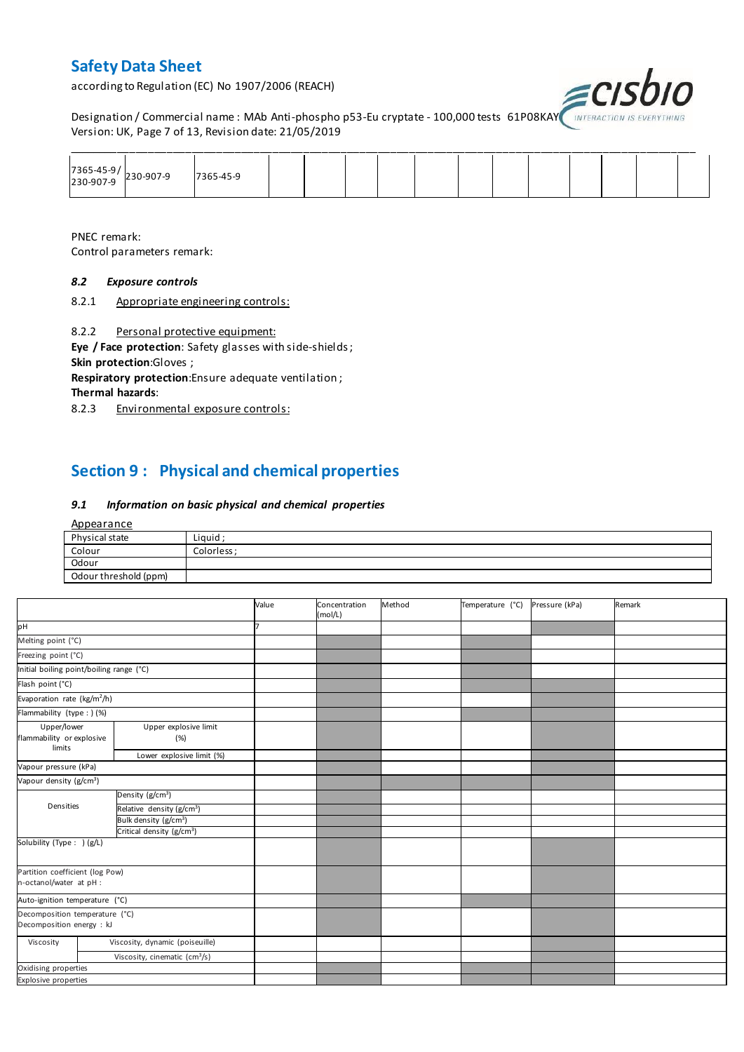| 7365-45-9/ 230-907-9 | 230-907-9 | 7365-45-9 | | | | | | | | | | |
|---|---|---|---|---|---|---|---|---|---|---|---|---|

PNEC remark:

Control parameters remark:

### 8.2 *Exposure controls*

8.2.1 Appropriate engineering controls:

8.2.2 Personal protective equipment:

**Eye / Face protection**: Safety glasses with side-shields ;

**Skin protection**:Gloves ;

**Respiratory protection**:Ensure adequate ventilation ;

**Thermal hazards**:

8.2.3 Environmental exposure controls:

## Section 9 : Physical and chemical properties

### 9.1 *Information on basic physical and chemical properties*

Appearance

| Physical state | Liquid ; |
|---|---|
| Colour | Colorless ; |
| Odour | |
| Odour threshold (ppm) | |

| | | Value | Concentration (mol/L) | Method | Temperature (°C) | Pressure (kPa) | Remark |
|---|---|---|---|---|---|---|---|
| pH | | 7 | | | | | |
| Melting point (°C) | | | | | | | |
| Freezing point (°C) | | | | | | | |
| Initial boiling point/boiling range (°C) | | | | | | | |
| Flash point (°C) | | | | | | | |
| Evaporation rate (kg/m²/h) | | | | | | | |
| Flammability (type : ) (%) | | | | | | | |
| Upper/lower flammability or explosive limits | Upper explosive limit (%) | | | | | | |
| | Lower explosive limit (%) | | | | | | |
| Vapour pressure (kPa) | | | | | | | |
| Vapour density (g/cm³) | | | | | | | |
| Densities | Density (g/cm³) | | | | | | |
| | Relative density (g/cm³) | | | | | | |
| | Bulk density (g/cm³) | | | | | | |
| | Critical density (g/cm³) | | | | | | |
| Solubility (Type : ) (g/L) | | | | | | | |
| Partition coefficient (log Pow) n-octanol/water at pH : | | | | | | | |
| Auto-ignition temperature (°C) | | | | | | | |
| Decomposition temperature (°C) Decomposition energy : kJ | | | | | | | |
| Viscosity | Viscosity, dynamic (poiseuille) | | | | | | |
| | Viscosity, cinematic (cm³/s) | | | | | | |
| Oxidising properties | | | | | | | |
| Explosive properties | | | | | | | |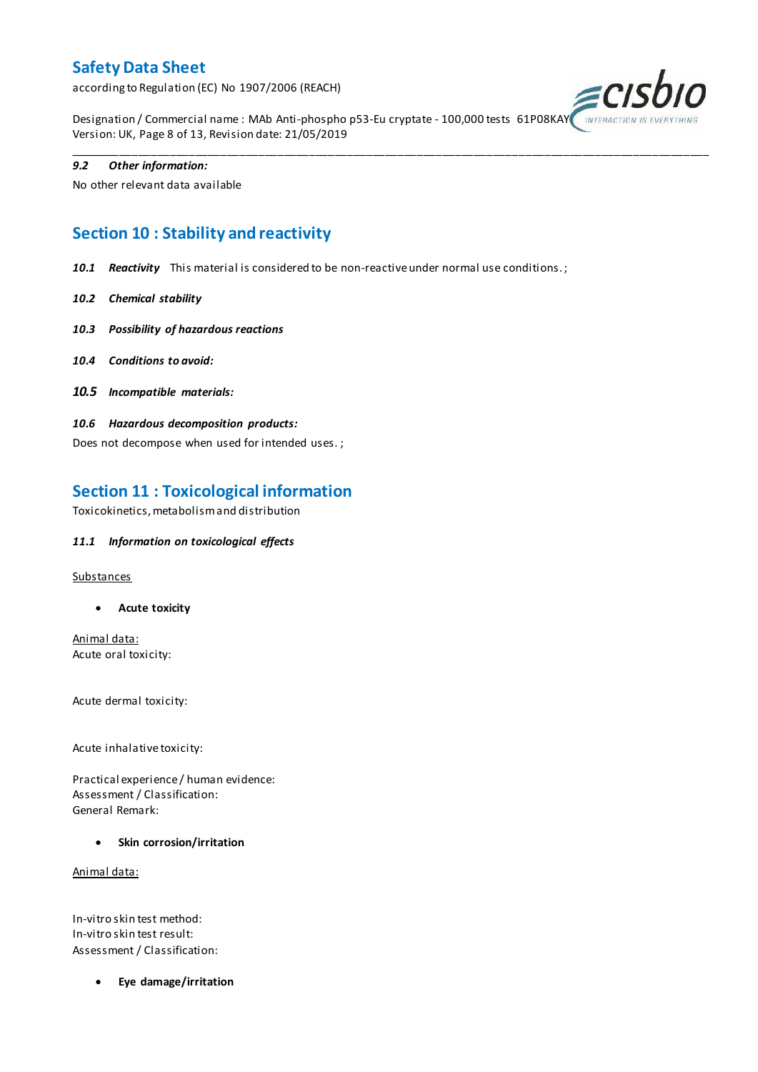**9.2 *Other information:***

No other relevant data available

## Section 10 : Stability and reactivity

***10.1 Reactivity*** This material is considered to be non-reactive under normal use conditions. ;

***10.2 Chemical stability***

***10.3 Possibility of hazardous reactions***

***10.4 Conditions to avoid:***

***10.5 Incompatible materials:***

***10.6 Hazardous decomposition products:***

Does not decompose when used for intended uses. ;

## Section 11 : Toxicological information

Toxicokinetics, metabolism and distribution

***11.1 Information on toxicological effects***

Substances

- **Acute toxicity**

Animal data:
Acute oral toxicity:

Acute dermal toxicity:

Acute inhalative toxicity:

Practical experience / human evidence:
Assessment / Classification:
General Remark:

- **Skin corrosion/irritation**

Animal data:

In-vitro skin test method:
In-vitro skin test result:
Assessment / Classification:

- **Eye damage/irritation**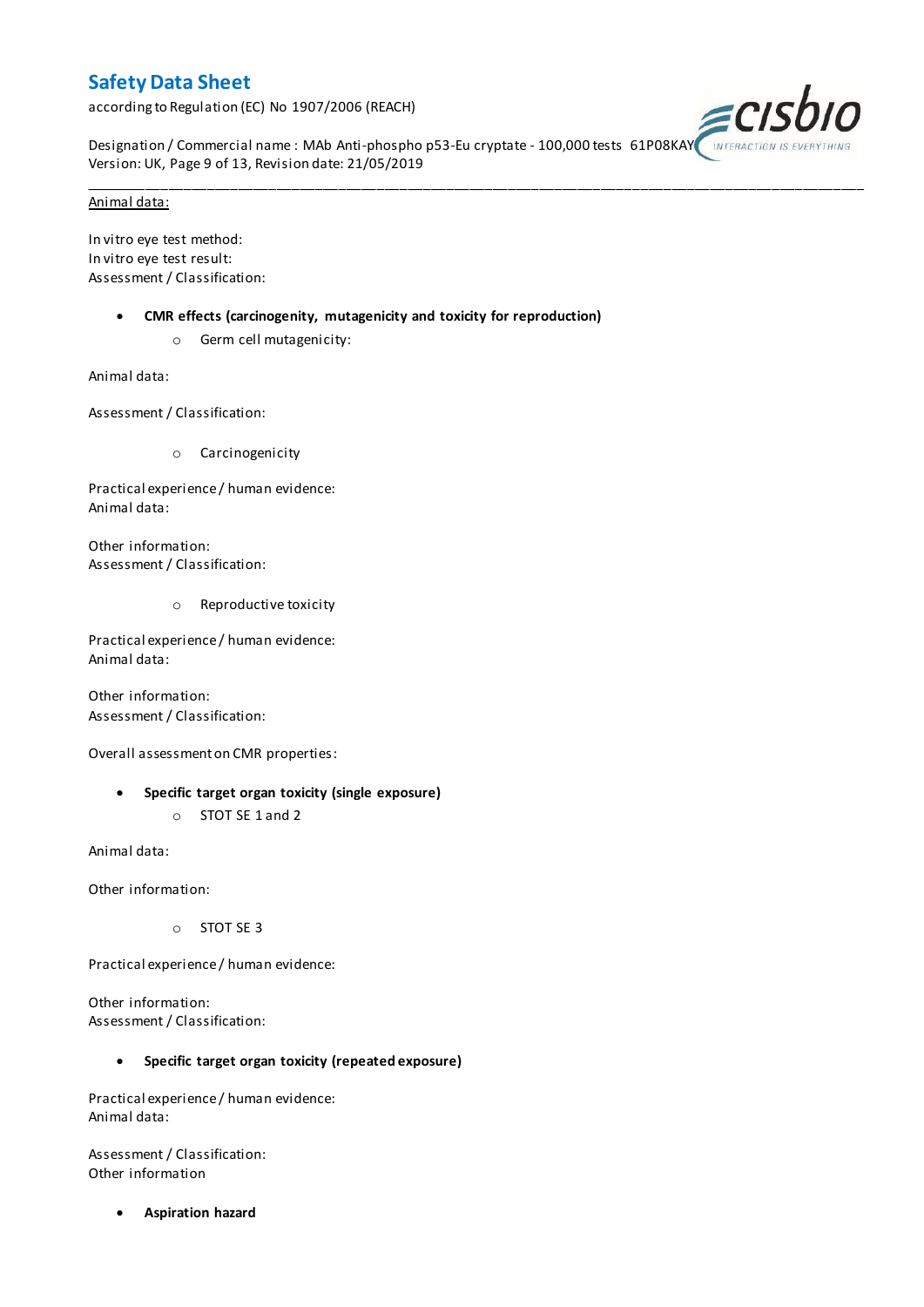Animal data:

In vitro eye test method:
In vitro eye test result:
Assessment / Classification:

- **CMR effects (carcinogenity, mutagenicity and toxicity for reproduction)**
  - Germ cell mutagenicity:

Animal data:

Assessment / Classification:

  - Carcinogenicity

Practical experience / human evidence:
Animal data:

Other information:
Assessment / Classification:

  - Reproductive toxicity

Practical experience / human evidence:
Animal data:

Other information:
Assessment / Classification:

Overall assessment on CMR properties:

- **Specific target organ toxicity (single exposure)**
  - STOT SE 1 and 2

Animal data:

Other information:

  - STOT SE 3

Practical experience / human evidence:

Other information:
Assessment / Classification:

- **Specific target organ toxicity (repeated exposure)**

Practical experience / human evidence:
Animal data:

Assessment / Classification:
Other information

- **Aspiration hazard**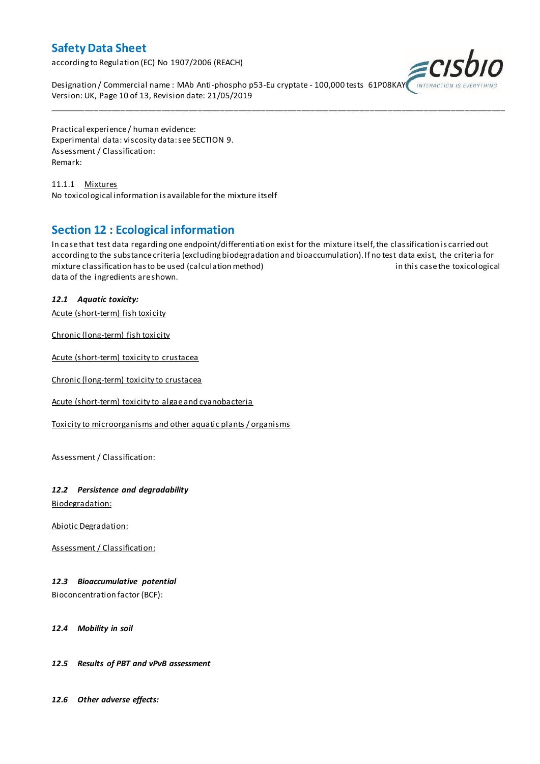Practical experience / human evidence:
Experimental data: viscosity data: see SECTION 9.
Assessment / Classification:
Remark:

11.1.1 Mixtures
No toxicological information is available for the mixture itself

## Section 12 : Ecological information

In case that test data regarding one endpoint/differentiation exist for the mixture itself, the classification is carried out according to the substance criteria (excluding biodegradation and bioaccumulation). If no test data exist, the criteria for mixture classification has to be used (calculation method) in this case the toxicological data of the ingredients are shown.

***12.1 Aquatic toxicity:***

Acute (short-term) fish toxicity

Chronic (long-term) fish toxicity

Acute (short-term) toxicity to crustacea

Chronic (long-term) toxicity to crustacea

Acute (short-term) toxicity to algae and cyanobacteria

Toxicity to microorganisms and other aquatic plants / organisms

Assessment / Classification:

***12.2 Persistence and degradability***

Biodegradation:

Abiotic Degradation:

Assessment / Classification:

***12.3 Bioaccumulative potential***

Bioconcentration factor (BCF):

***12.4 Mobility in soil***

***12.5 Results of PBT and vPvB assessment***

***12.6 Other adverse effects:***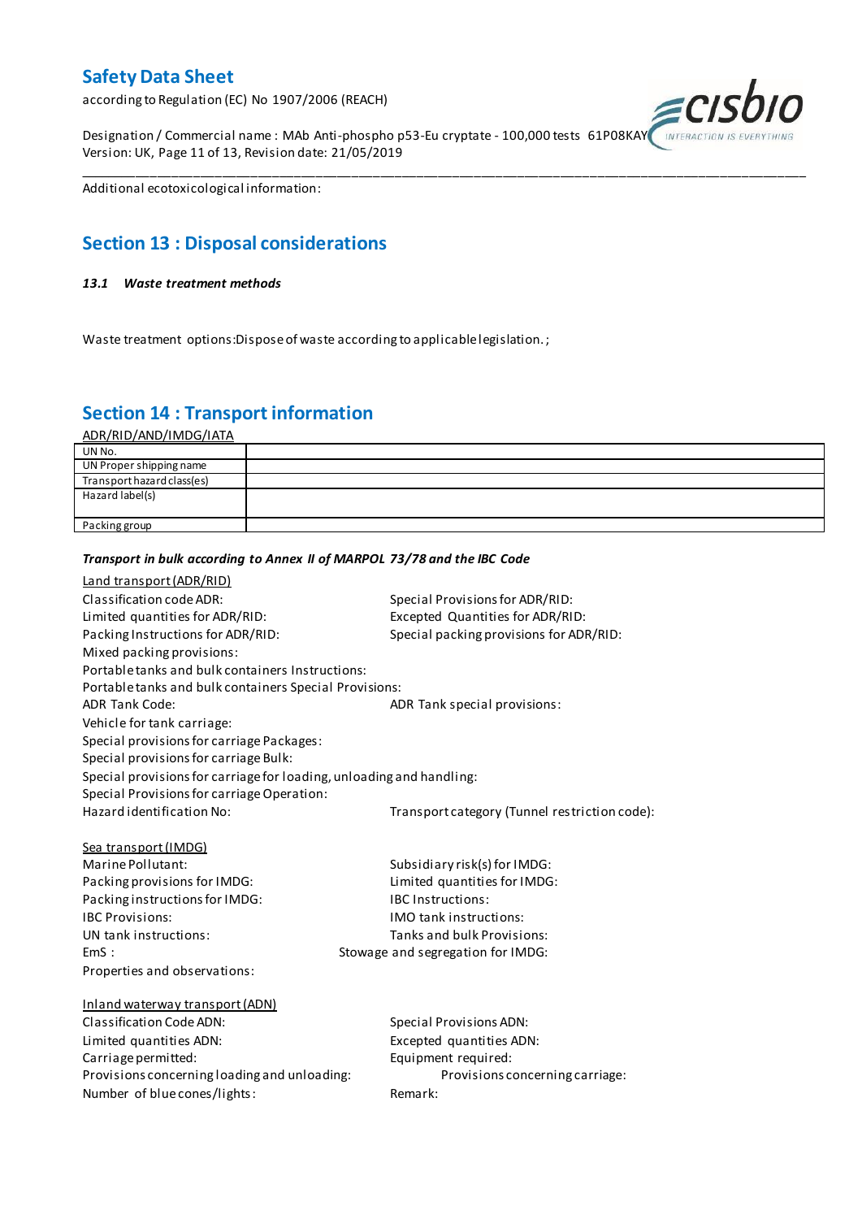Additional ecotoxicological information:

## Section 13 : Disposal considerations

### *13.1 Waste treatment methods*

Waste treatment options:Dispose of waste according to applicable legislation. ;

## Section 14 : Transport information

ADR/RID/AND/IMDG/IATA

| UN No. | |
|---|---|
| UN Proper shipping name | |
| Transport hazard class(es) | |
| Hazard label(s) | |
| Packing group | |

***Transport in bulk according to Annex II of MARPOL 73/78 and the IBC Code***

Land transport (ADR/RID)

Classification code ADR:

Special Provisions for ADR/RID:

Limited quantities for ADR/RID:

Excepted Quantities for ADR/RID:

Packing Instructions for ADR/RID:

Special packing provisions for ADR/RID:

Mixed packing provisions:

Portable tanks and bulk containers Instructions:

Portable tanks and bulk containers Special Provisions:

ADR Tank Code:

ADR Tank special provisions:

Vehicle for tank carriage:

Special provisions for carriage Packages:

Special provisions for carriage Bulk:

Special provisions for carriage for loading, unloading and handling:

Special Provisions for carriage Operation:

Hazard identification No:

Transport category (Tunnel restriction code):

Sea transport (IMDG)

Marine Pollutant:

Subsidiary risk(s) for IMDG:

Packing provisions for IMDG:

Limited quantities for IMDG:

Packing instructions for IMDG:

IBC Instructions:

IBC Provisions:

IMO tank instructions:

UN tank instructions:

Tanks and bulk Provisions:

EmS :

Stowage and segregation for IMDG:

Properties and observations:

Inland waterway transport (ADN)

Classification Code ADN:

Special Provisions ADN:

Limited quantities ADN:

Excepted quantities ADN:

Carriage permitted:

Equipment required:

Provisions concerning loading and unloading:

Provisions concerning carriage:

Number of blue cones/lights:

Remark: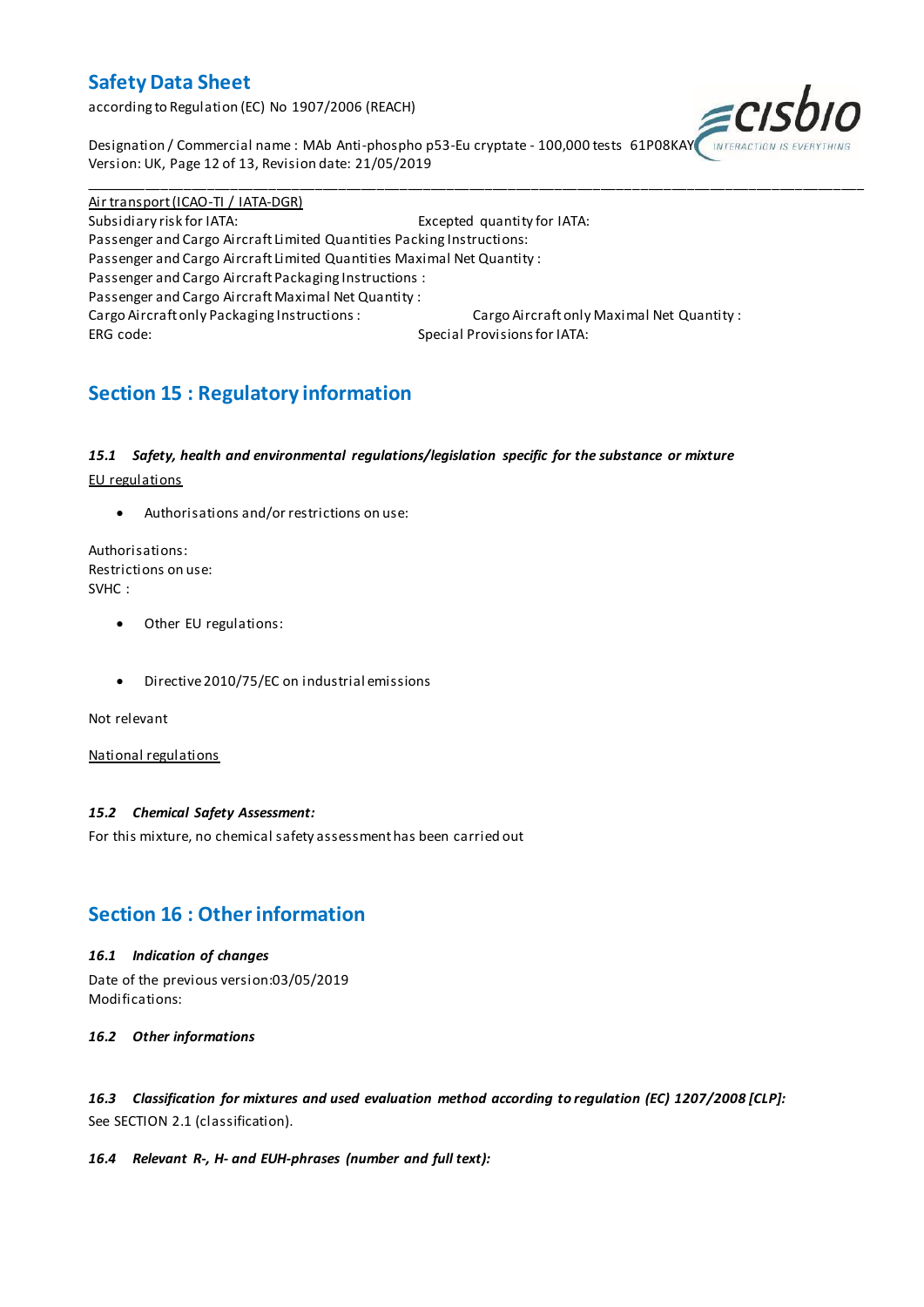Air transport (ICAO-TI / IATA-DGR)

Subsidiary risk for IATA: Excepted quantity for IATA:

Passenger and Cargo Aircraft Limited Quantities Packing Instructions:

Passenger and Cargo Aircraft Limited Quantities Maximal Net Quantity :

Passenger and Cargo Aircraft Packaging Instructions :

Passenger and Cargo Aircraft Maximal Net Quantity :

Cargo Aircraft only Packaging Instructions : Cargo Aircraft only Maximal Net Quantity :

ERG code: Special Provisions for IATA:

## Section 15 : Regulatory information

### *15.1 Safety, health and environmental regulations/legislation specific for the substance or mixture*

EU regulations

- Authorisations and/or restrictions on use:

Authorisations:
Restrictions on use:
SVHC :

- Other EU regulations:

- Directive 2010/75/EC on industrial emissions

Not relevant

National regulations

### *15.2 Chemical Safety Assessment:*

For this mixture, no chemical safety assessment has been carried out

## Section 16 : Other information

### *16.1 Indication of changes*

Date of the previous version:03/05/2019
Modifications:

### *16.2 Other informations*

### *16.3 Classification for mixtures and used evaluation method according to regulation (EC) 1207/2008 [CLP]:*

See SECTION 2.1 (classification).

### *16.4 Relevant R-, H- and EUH-phrases (number and full text):*